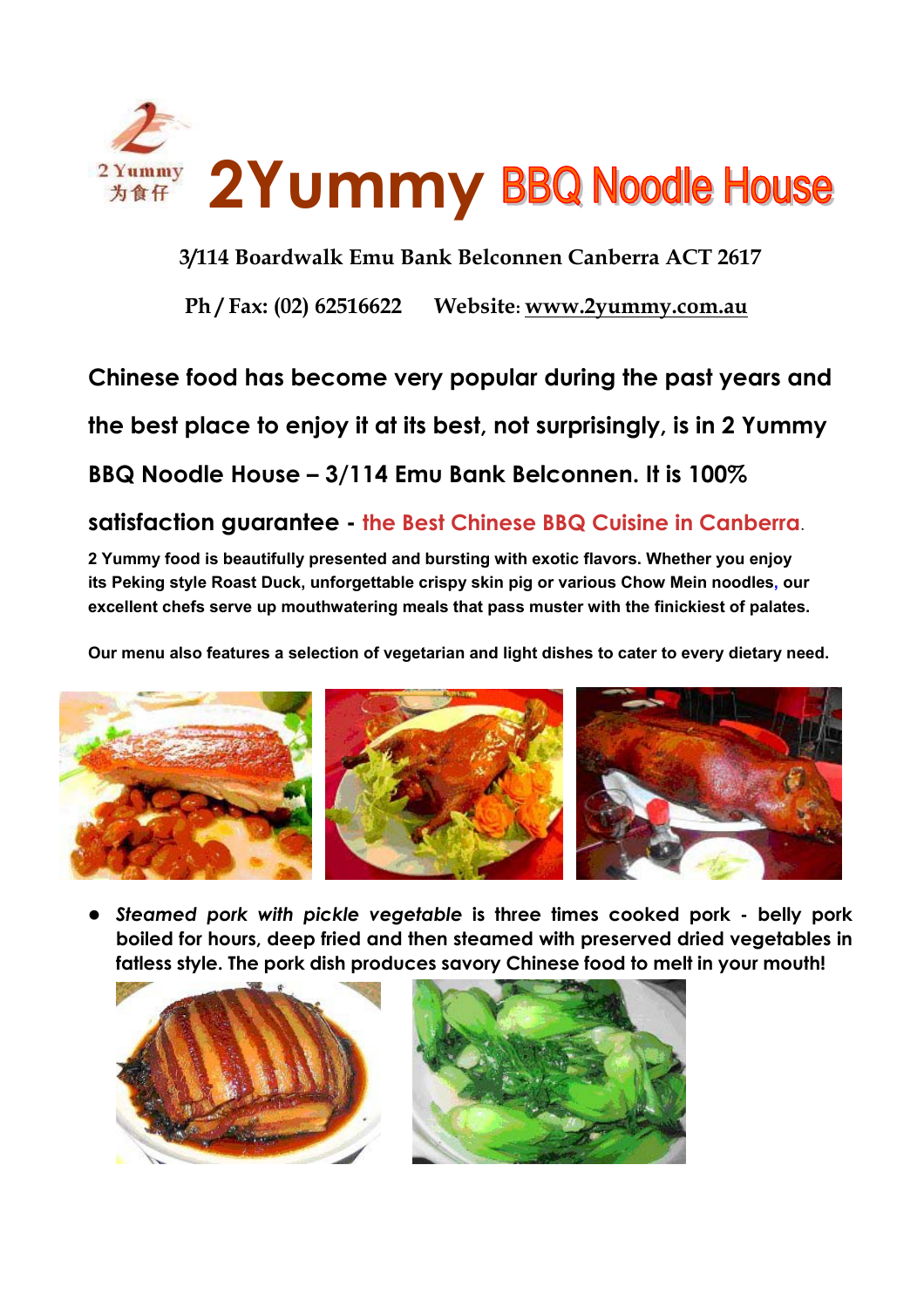2 Yummy
为食仔

# 2Yummy BBQ Noodle House

**3/114 Boardwalk Emu Bank Belconnen Canberra ACT 2617**

**Ph / Fax: (02) 62516622 Website: www.2yummy.com.au**

**Chinese food has become very popular during the past years and the best place to enjoy it at its best, not surprisingly, is in 2 Yummy BBQ Noodle House – 3/114 Emu Bank Belconnen. It is 100% satisfaction guarantee - the Best Chinese BBQ Cuisine in Canberra.**

**2 Yummy food is beautifully presented and bursting with exotic flavors. Whether you enjoy its Peking style Roast Duck, unforgettable crispy skin pig or various Chow Mein noodles, our excellent chefs serve up mouthwatering meals that pass muster with the finickiest of palates.**

**Our menu also features a selection of vegetarian and light dishes to cater to every dietary need.**

- ***Steamed pork with pickle vegetable*** **is three times cooked pork - belly pork boiled for hours, deep fried and then steamed with preserved dried vegetables in fatless style. The pork dish produces savory Chinese food to melt in your mouth!**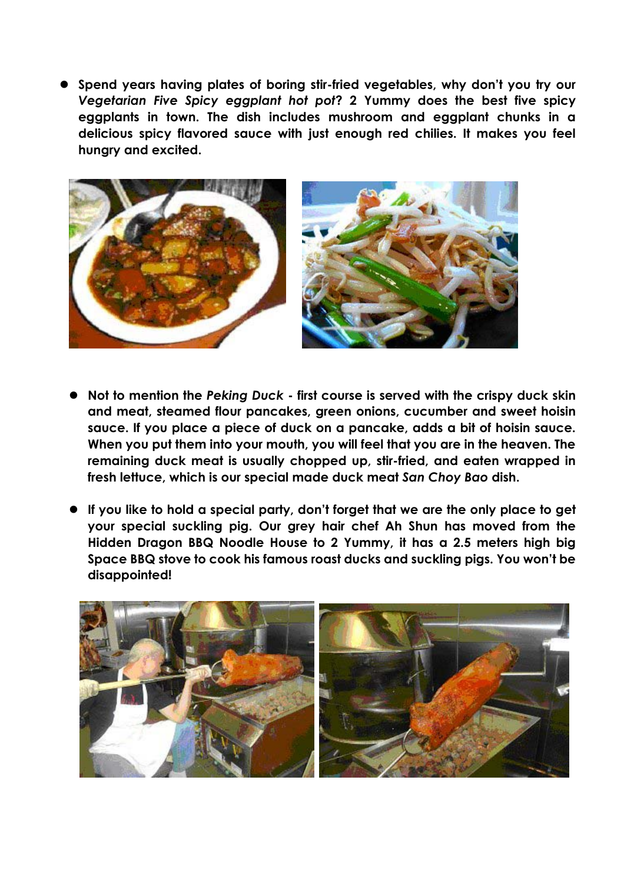- **Spend years having plates of boring stir-fried vegetables, why don't you try our *Vegetarian Five Spicy eggplant hot pot*? 2 Yummy does the best five spicy eggplants in town. The dish includes mushroom and eggplant chunks in a delicious spicy flavored sauce with just enough red chilies. It makes you feel hungry and excited.**

- **Not to mention the *Peking Duck* - first course is served with the crispy duck skin and meat, steamed flour pancakes, green onions, cucumber and sweet hoisin sauce. If you place a piece of duck on a pancake, adds a bit of hoisin sauce. When you put them into your mouth, you will feel that you are in the heaven. The remaining duck meat is usually chopped up, stir-fried, and eaten wrapped in fresh lettuce, which is our special made duck meat *San Choy Bao* dish.**

- **If you like to hold a special party, don't forget that we are the only place to get your special suckling pig. Our grey hair chef Ah Shun has moved from the Hidden Dragon BBQ Noodle House to 2 Yummy, it has a 2.5 meters high big Space BBQ stove to cook his famous roast ducks and suckling pigs. You won't be disappointed!**